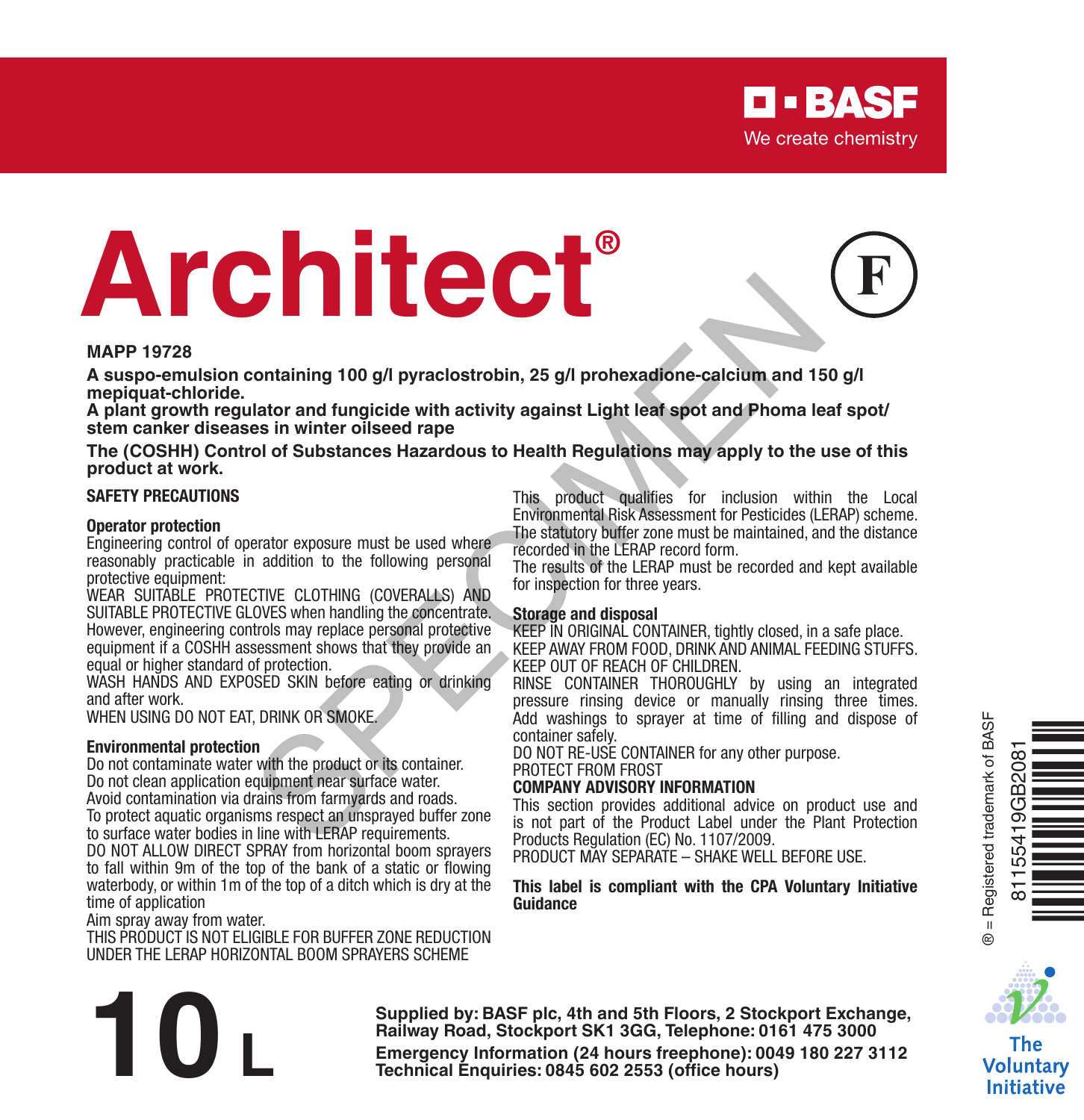**BASF**
We create chemistry

# Architect®

(F)

**MAPP 19728**

**A suspo-emulsion containing 100 g/l pyraclostrobin, 25 g/l prohexadione-calcium and 150 g/l mepiquat-chloride.**
**A plant growth regulator and fungicide with activity against Light leaf spot and Phoma leaf spot/ stem canker diseases in winter oilseed rape**

**The (COSHH) Control of Substances Hazardous to Health Regulations may apply to the use of this product at work.**

## SAFETY PRECAUTIONS

### Operator protection

Engineering control of operator exposure must be used where reasonably practicable in addition to the following personal protective equipment:
WEAR SUITABLE PROTECTIVE CLOTHING (COVERALLS) AND SUITABLE PROTECTIVE GLOVES when handling the concentrate.
However, engineering controls may replace personal protective equipment if a COSHH assessment shows that they provide an equal or higher standard of protection.
WASH HANDS AND EXPOSED SKIN before eating or drinking and after work.
WHEN USING DO NOT EAT, DRINK OR SMOKE.

### Environmental protection

Do not contaminate water with the product or its container.
Do not clean application equipment near surface water.
Avoid contamination via drains from farmyards and roads.
To protect aquatic organisms respect an unsprayed buffer zone to surface water bodies in line with LERAP requirements.
DO NOT ALLOW DIRECT SPRAY from horizontal boom sprayers to fall within 9m of the top of the bank of a static or flowing waterbody, or within 1m of the top of a ditch which is dry at the time of application
Aim spray away from water.
THIS PRODUCT IS NOT ELIGIBLE FOR BUFFER ZONE REDUCTION UNDER THE LERAP HORIZONTAL BOOM SPRAYERS SCHEME

This product qualifies for inclusion within the Local Environmental Risk Assessment for Pesticides (LERAP) scheme. The statutory buffer zone must be maintained, and the distance recorded in the LERAP record form.
The results of the LERAP must be recorded and kept available for inspection for three years.

### Storage and disposal

KEEP IN ORIGINAL CONTAINER, tightly closed, in a safe place.
KEEP AWAY FROM FOOD, DRINK AND ANIMAL FEEDING STUFFS.
KEEP OUT OF REACH OF CHILDREN.
RINSE CONTAINER THOROUGHLY by using an integrated pressure rinsing device or manually rinsing three times. Add washings to sprayer at time of filling and dispose of container safely.
DO NOT RE-USE CONTAINER for any other purpose.
PROTECT FROM FROST

**COMPANY ADVISORY INFORMATION**

This section provides additional advice on product use and is not part of the Product Label under the Plant Protection Products Regulation (EC) No. 1107/2009.
PRODUCT MAY SEPARATE – SHAKE WELL BEFORE USE.

**This label is compliant with the CPA Voluntary Initiative Guidance**

® = Registered trademark of BASF

81155419GB2081

**10 L**

**Supplied by: BASF plc, 4th and 5th Floors, 2 Stockport Exchange, Railway Road, Stockport SK1 3GG, Telephone: 0161 475 3000**
**Emergency Information (24 hours freephone): 0049 180 227 3112**
**Technical Enquiries: 0845 602 2553 (office hours)**

The Voluntary Initiative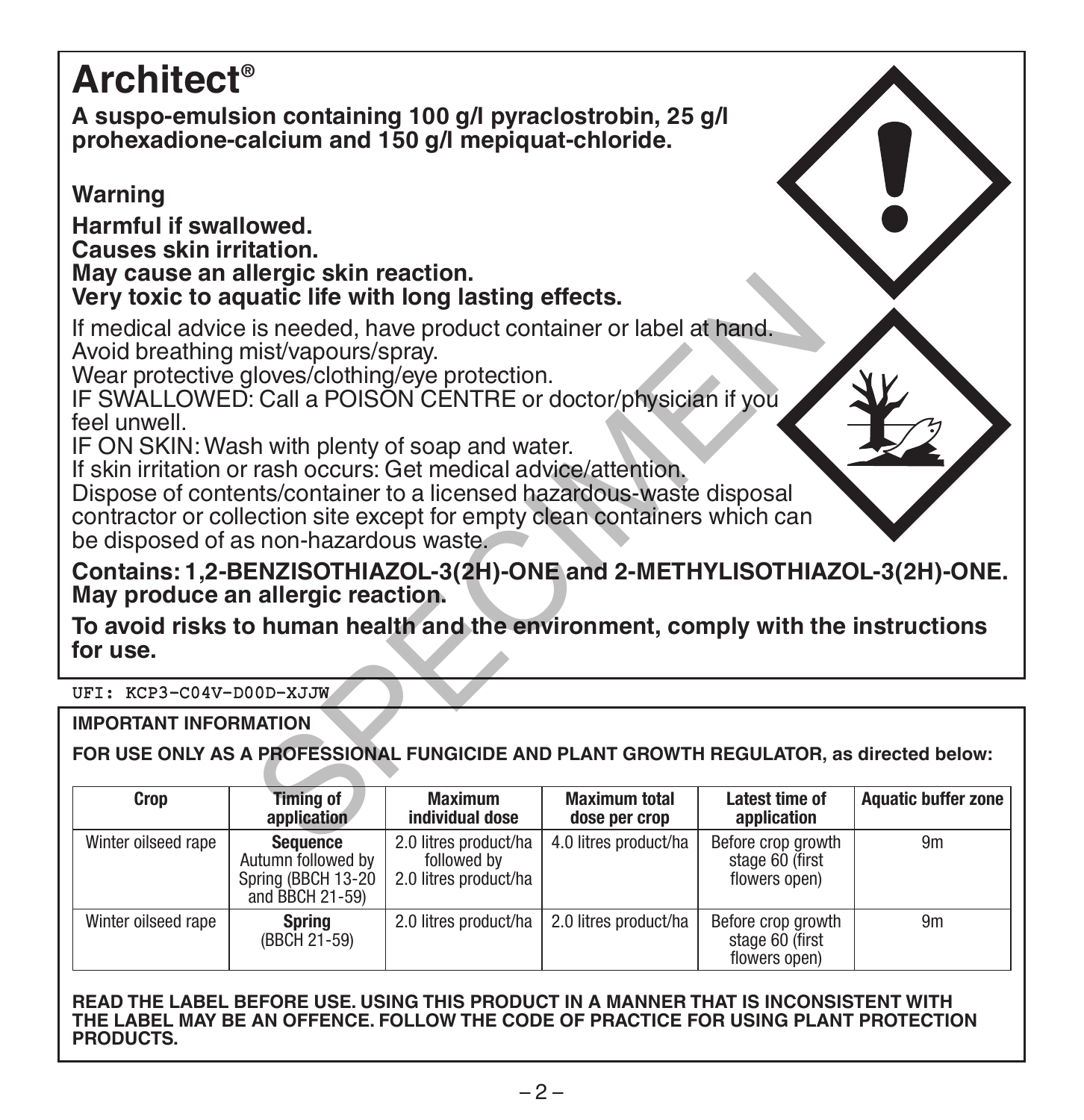# Architect®

**A suspo-emulsion containing 100 g/l pyraclostrobin, 25 g/l prohexadione-calcium and 150 g/l mepiquat-chloride.**

**Warning**

**Harmful if swallowed.**
**Causes skin irritation.**
**May cause an allergic skin reaction.**
**Very toxic to aquatic life with long lasting effects.**

If medical advice is needed, have product container or label at hand.
Avoid breathing mist/vapours/spray.
Wear protective gloves/clothing/eye protection.
IF SWALLOWED: Call a POISON CENTRE or doctor/physician if you feel unwell.
IF ON SKIN: Wash with plenty of soap and water.
If skin irritation or rash occurs: Get medical advice/attention.
Dispose of contents/container to a licensed hazardous-waste disposal contractor or collection site except for empty clean containers which can be disposed of as non-hazardous waste.

**Contains: 1,2-BENZISOTHIAZOL-3(2H)-ONE and 2-METHYLISOTHIAZOL-3(2H)-ONE. May produce an allergic reaction.**

**To avoid risks to human health and the environment, comply with the instructions for use.**

UFI: KCP3-C04V-D00D-XJJW

**IMPORTANT INFORMATION**

**FOR USE ONLY AS A PROFESSIONAL FUNGICIDE AND PLANT GROWTH REGULATOR, as directed below:**

| Crop | Timing of application | Maximum individual dose | Maximum total dose per crop | Latest time of application | Aquatic buffer zone |
|---|---|---|---|---|---|
| Winter oilseed rape | **Sequence** Autumn followed by Spring (BBCH 13-20 and BBCH 21-59) | 2.0 litres product/ha followed by 2.0 litres product/ha | 4.0 litres product/ha | Before crop growth stage 60 (first flowers open) | 9m |
| Winter oilseed rape | **Spring** (BBCH 21-59) | 2.0 litres product/ha | 2.0 litres product/ha | Before crop growth stage 60 (first flowers open) | 9m |

**READ THE LABEL BEFORE USE. USING THIS PRODUCT IN A MANNER THAT IS INCONSISTENT WITH THE LABEL MAY BE AN OFFENCE. FOLLOW THE CODE OF PRACTICE FOR USING PLANT PROTECTION PRODUCTS.**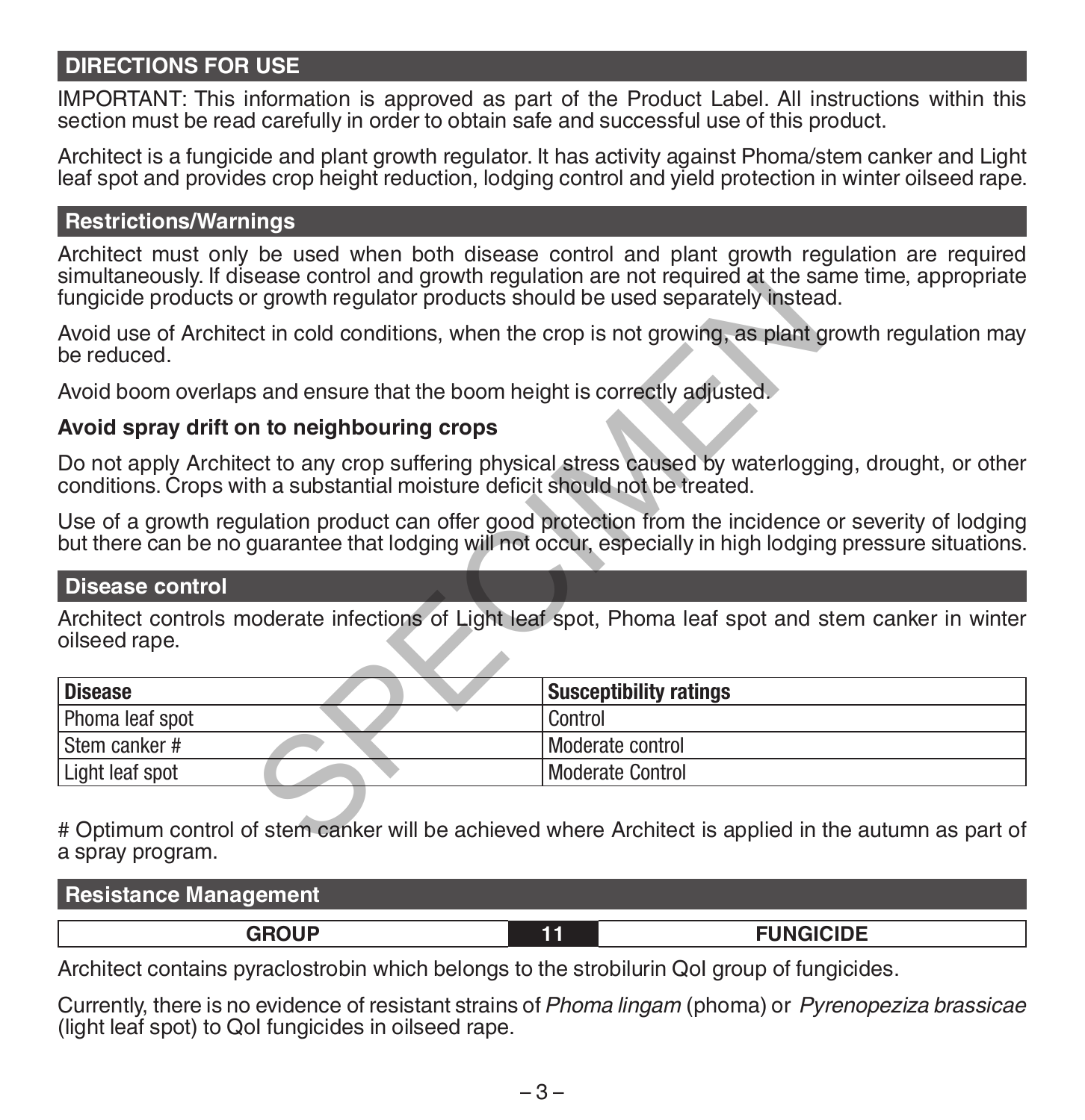## DIRECTIONS FOR USE

IMPORTANT: This information is approved as part of the Product Label. All instructions within this section must be read carefully in order to obtain safe and successful use of this product.

Architect is a fungicide and plant growth regulator. It has activity against Phoma/stem canker and Light leaf spot and provides crop height reduction, lodging control and yield protection in winter oilseed rape.

### Restrictions/Warnings

Architect must only be used when both disease control and plant growth regulation are required simultaneously. If disease control and growth regulation are not required at the same time, appropriate fungicide products or growth regulator products should be used separately instead.

Avoid use of Architect in cold conditions, when the crop is not growing, as plant growth regulation may be reduced.

Avoid boom overlaps and ensure that the boom height is correctly adjusted.

**Avoid spray drift on to neighbouring crops**

Do not apply Architect to any crop suffering physical stress caused by waterlogging, drought, or other conditions. Crops with a substantial moisture deficit should not be treated.

Use of a growth regulation product can offer good protection from the incidence or severity of lodging but there can be no guarantee that lodging will not occur, especially in high lodging pressure situations.

### Disease control

Architect controls moderate infections of Light leaf spot, Phoma leaf spot and stem canker in winter oilseed rape.

| Disease | Susceptibility ratings |
|---|---|
| Phoma leaf spot | Control |
| Stem canker # | Moderate control |
| Light leaf spot | Moderate Control |

# Optimum control of stem canker will be achieved where Architect is applied in the autumn as part of a spray program.

### Resistance Management

| GROUP | 11 | FUNGICIDE |
|---|---|---|

Architect contains pyraclostrobin which belongs to the strobilurin QoI group of fungicides.

Currently, there is no evidence of resistant strains of *Phoma lingam* (phoma) or *Pyrenopeziza brassicae* (light leaf spot) to QoI fungicides in oilseed rape.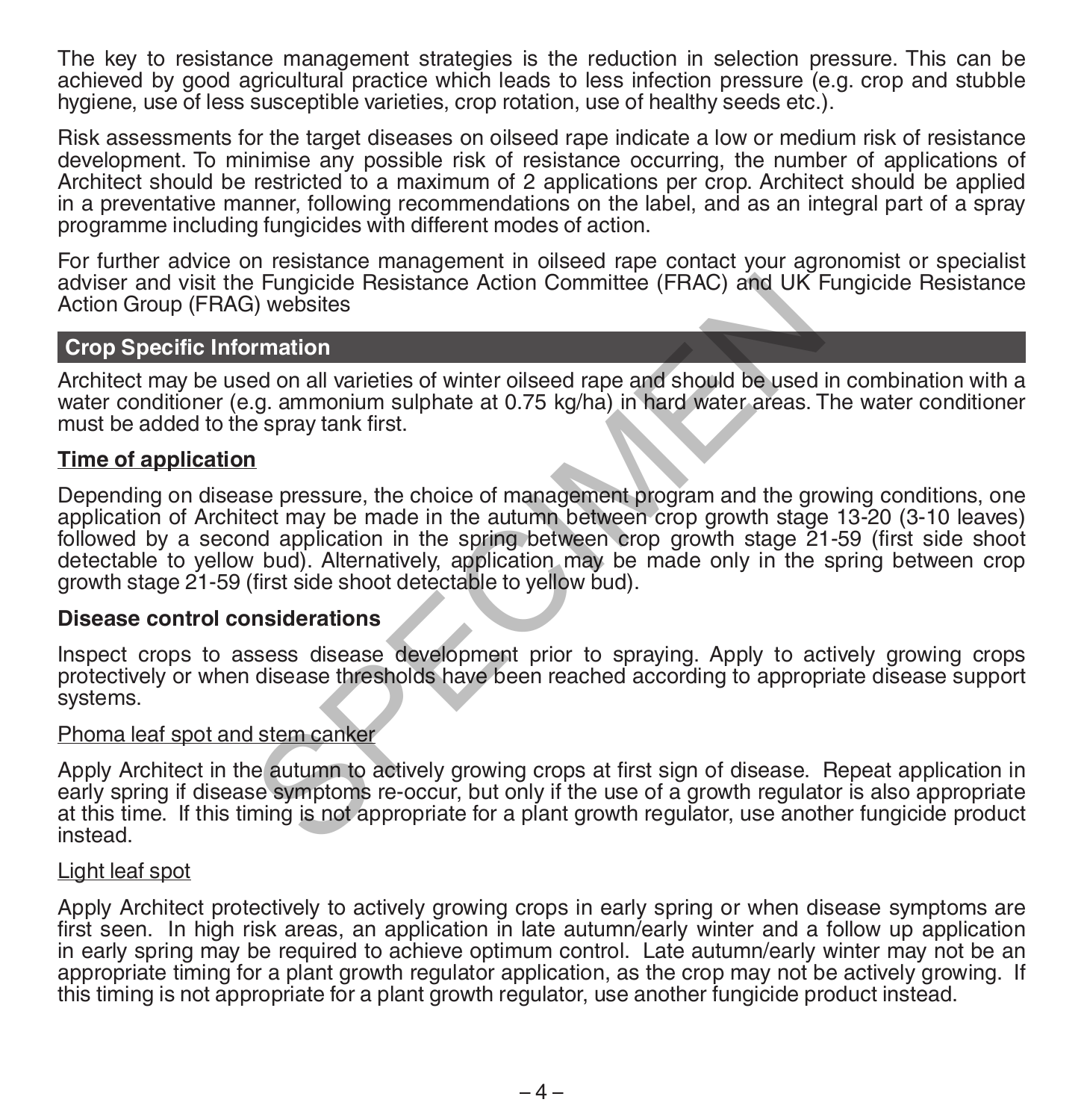The key to resistance management strategies is the reduction in selection pressure. This can be achieved by good agricultural practice which leads to less infection pressure (e.g. crop and stubble hygiene, use of less susceptible varieties, crop rotation, use of healthy seeds etc.).

Risk assessments for the target diseases on oilseed rape indicate a low or medium risk of resistance development. To minimise any possible risk of resistance occurring, the number of applications of Architect should be restricted to a maximum of 2 applications per crop. Architect should be applied in a preventative manner, following recommendations on the label, and as an integral part of a spray programme including fungicides with different modes of action.

For further advice on resistance management in oilseed rape contact your agronomist or specialist adviser and visit the Fungicide Resistance Action Committee (FRAC) and UK Fungicide Resistance Action Group (FRAG) websites

## Crop Specific Information

Architect may be used on all varieties of winter oilseed rape and should be used in combination with a water conditioner (e.g. ammonium sulphate at 0.75 kg/ha) in hard water areas. The water conditioner must be added to the spray tank first.

### Time of application

Depending on disease pressure, the choice of management program and the growing conditions, one application of Architect may be made in the autumn between crop growth stage 13-20 (3-10 leaves) followed by a second application in the spring between crop growth stage 21-59 (first side shoot detectable to yellow bud). Alternatively, application may be made only in the spring between crop growth stage 21-59 (first side shoot detectable to yellow bud).

### Disease control considerations

Inspect crops to assess disease development prior to spraying. Apply to actively growing crops protectively or when disease thresholds have been reached according to appropriate disease support systems.

#### Phoma leaf spot and stem canker

Apply Architect in the autumn to actively growing crops at first sign of disease. Repeat application in early spring if disease symptoms re-occur, but only if the use of a growth regulator is also appropriate at this time. If this timing is not appropriate for a plant growth regulator, use another fungicide product instead.

#### Light leaf spot

Apply Architect protectively to actively growing crops in early spring or when disease symptoms are first seen. In high risk areas, an application in late autumn/early winter and a follow up application in early spring may be required to achieve optimum control. Late autumn/early winter may not be an appropriate timing for a plant growth regulator application, as the crop may not be actively growing. If this timing is not appropriate for a plant growth regulator, use another fungicide product instead.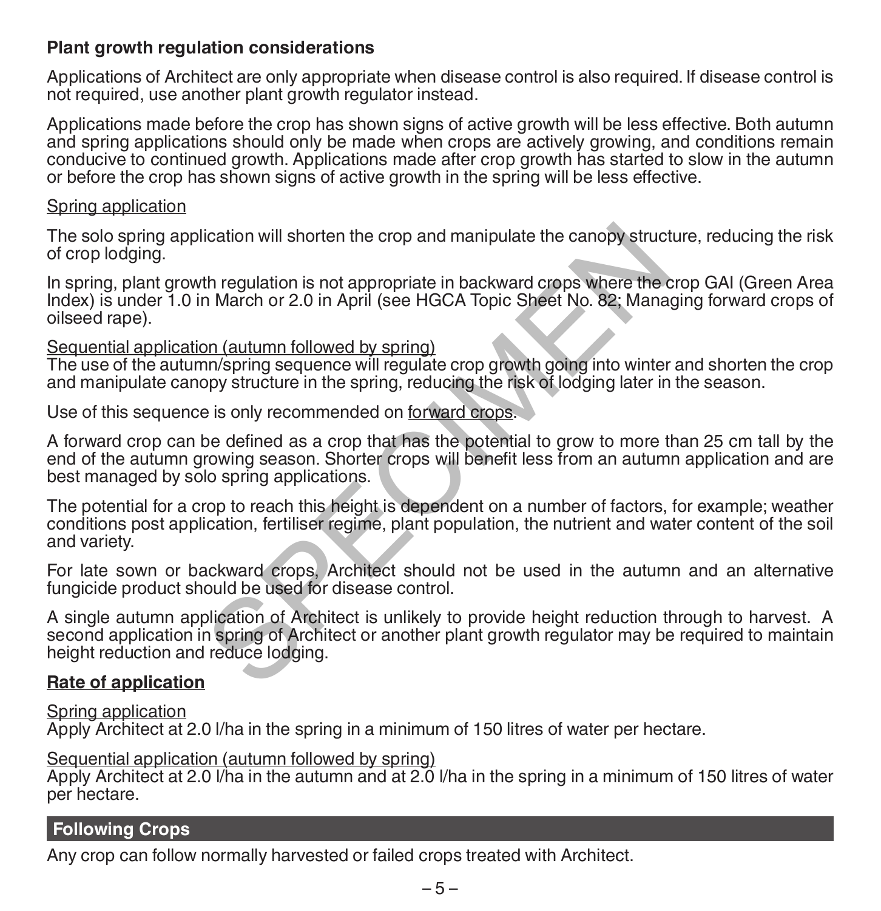### Plant growth regulation considerations

Applications of Architect are only appropriate when disease control is also required. If disease control is not required, use another plant growth regulator instead.

Applications made before the crop has shown signs of active growth will be less effective. Both autumn and spring applications should only be made when crops are actively growing, and conditions remain conducive to continued growth. Applications made after crop growth has started to slow in the autumn or before the crop has shown signs of active growth in the spring will be less effective.

Spring application

The solo spring application will shorten the crop and manipulate the canopy structure, reducing the risk of crop lodging.

In spring, plant growth regulation is not appropriate in backward crops where the crop GAI (Green Area Index) is under 1.0 in March or 2.0 in April (see HGCA Topic Sheet No. 82; Managing forward crops of oilseed rape).

Sequential application (autumn followed by spring)
The use of the autumn/spring sequence will regulate crop growth going into winter and shorten the crop and manipulate canopy structure in the spring, reducing the risk of lodging later in the season.

Use of this sequence is only recommended on forward crops.

A forward crop can be defined as a crop that has the potential to grow to more than 25 cm tall by the end of the autumn growing season. Shorter crops will benefit less from an autumn application and are best managed by solo spring applications.

The potential for a crop to reach this height is dependent on a number of factors, for example; weather conditions post application, fertiliser regime, plant population, the nutrient and water content of the soil and variety.

For late sown or backward crops, Architect should not be used in the autumn and an alternative fungicide product should be used for disease control.

A single autumn application of Architect is unlikely to provide height reduction through to harvest. A second application in spring of Architect or another plant growth regulator may be required to maintain height reduction and reduce lodging.

### Rate of application

Spring application
Apply Architect at 2.0 l/ha in the spring in a minimum of 150 litres of water per hectare.

Sequential application (autumn followed by spring)
Apply Architect at 2.0 l/ha in the autumn and at 2.0 l/ha in the spring in a minimum of 150 litres of water per hectare.

## Following Crops

Any crop can follow normally harvested or failed crops treated with Architect.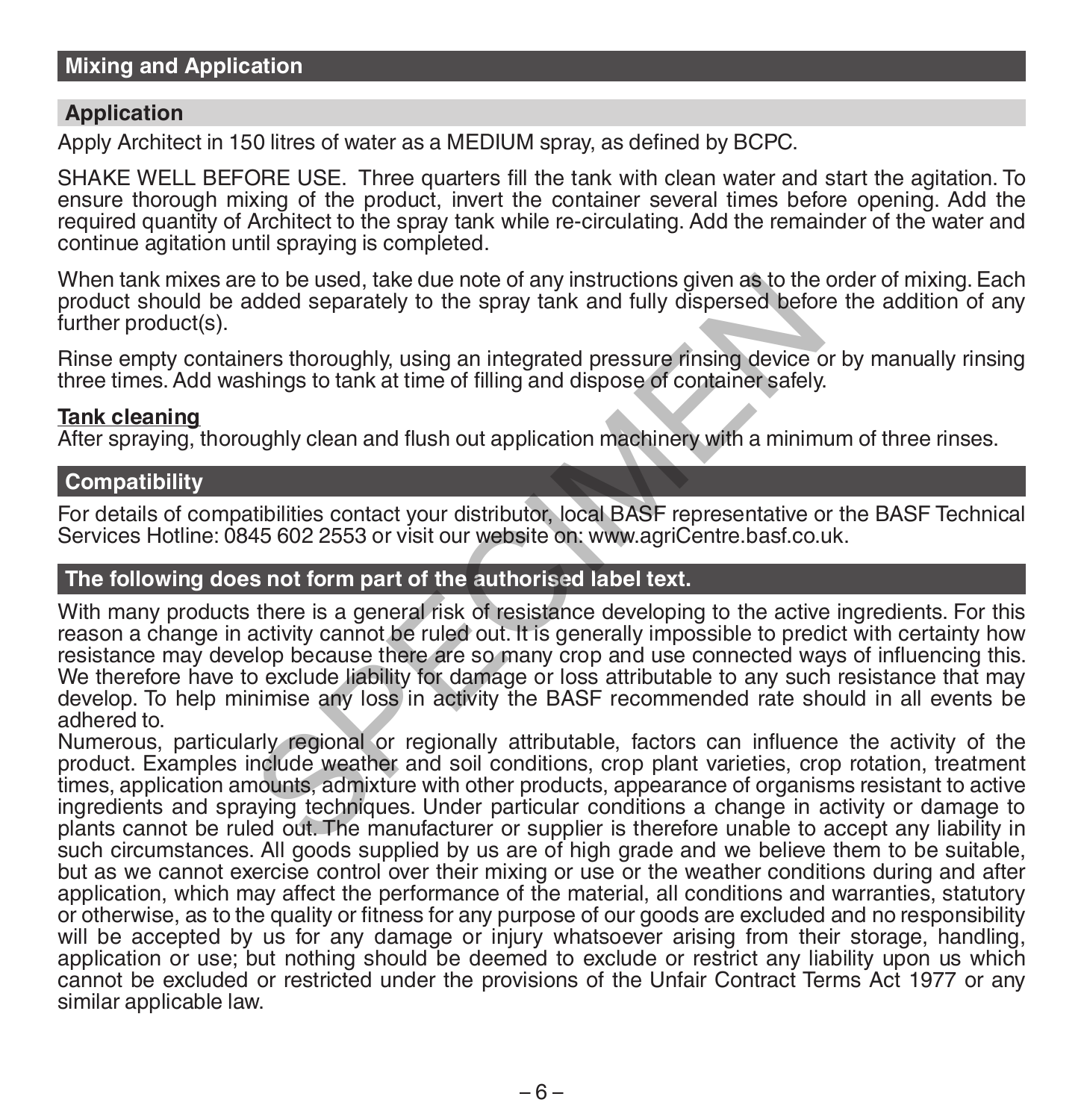## Mixing and Application

### Application

Apply Architect in 150 litres of water as a MEDIUM spray, as defined by BCPC.

SHAKE WELL BEFORE USE. Three quarters fill the tank with clean water and start the agitation. To ensure thorough mixing of the product, invert the container several times before opening. Add the required quantity of Architect to the spray tank while re-circulating. Add the remainder of the water and continue agitation until spraying is completed.

When tank mixes are to be used, take due note of any instructions given as to the order of mixing. Each product should be added separately to the spray tank and fully dispersed before the addition of any further product(s).

Rinse empty containers thoroughly, using an integrated pressure rinsing device or by manually rinsing three times. Add washings to tank at time of filling and dispose of container safely.

**Tank cleaning**

After spraying, thoroughly clean and flush out application machinery with a minimum of three rinses.

## Compatibility

For details of compatibilities contact your distributor, local BASF representative or the BASF Technical Services Hotline: 0845 602 2553 or visit our website on: www.agriCentre.basf.co.uk.

## The following does not form part of the authorised label text.

With many products there is a general risk of resistance developing to the active ingredients. For this reason a change in activity cannot be ruled out. It is generally impossible to predict with certainty how resistance may develop because there are so many crop and use connected ways of influencing this. We therefore have to exclude liability for damage or loss attributable to any such resistance that may develop. To help minimise any loss in activity the BASF recommended rate should in all events be adhered to.

Numerous, particularly regional or regionally attributable, factors can influence the activity of the product. Examples include weather and soil conditions, crop plant varieties, crop rotation, treatment times, application amounts, admixture with other products, appearance of organisms resistant to active ingredients and spraying techniques. Under particular conditions a change in activity or damage to plants cannot be ruled out. The manufacturer or supplier is therefore unable to accept any liability in such circumstances. All goods supplied by us are of high grade and we believe them to be suitable, but as we cannot exercise control over their mixing or use or the weather conditions during and after application, which may affect the performance of the material, all conditions and warranties, statutory or otherwise, as to the quality or fitness for any purpose of our goods are excluded and no responsibility will be accepted by us for any damage or injury whatsoever arising from their storage, handling, application or use; but nothing should be deemed to exclude or restrict any liability upon us which cannot be excluded or restricted under the provisions of the Unfair Contract Terms Act 1977 or any similar applicable law.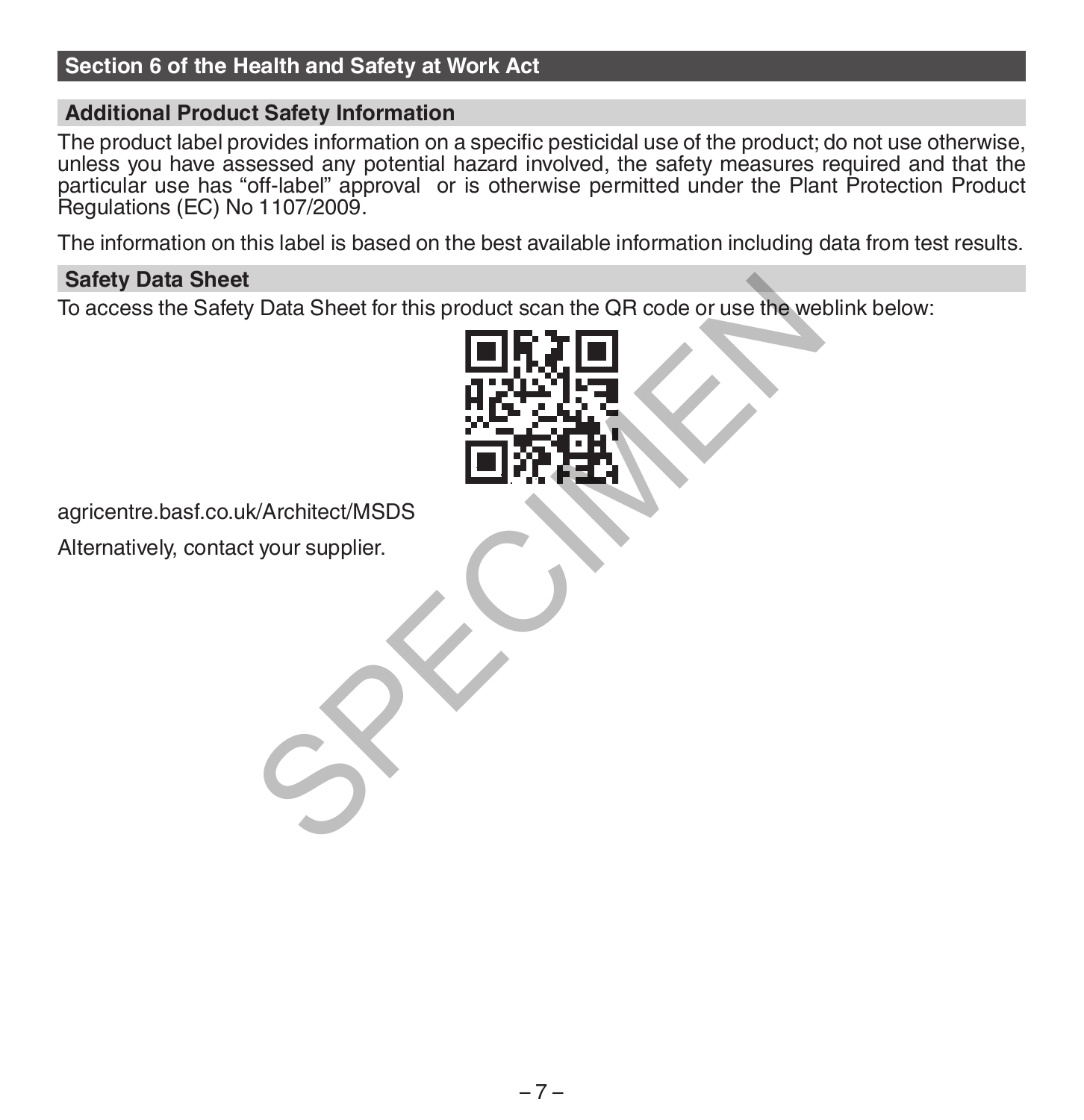## Section 6 of the Health and Safety at Work Act

### Additional Product Safety Information

The product label provides information on a specific pesticidal use of the product; do not use otherwise, unless you have assessed any potential hazard involved, the safety measures required and that the particular use has "off-label" approval or is otherwise permitted under the Plant Protection Product Regulations (EC) No 1107/2009.

The information on this label is based on the best available information including data from test results.

### Safety Data Sheet

To access the Safety Data Sheet for this product scan the QR code or use the weblink below:

agricentre.basf.co.uk/Architect/MSDS

Alternatively, contact your supplier.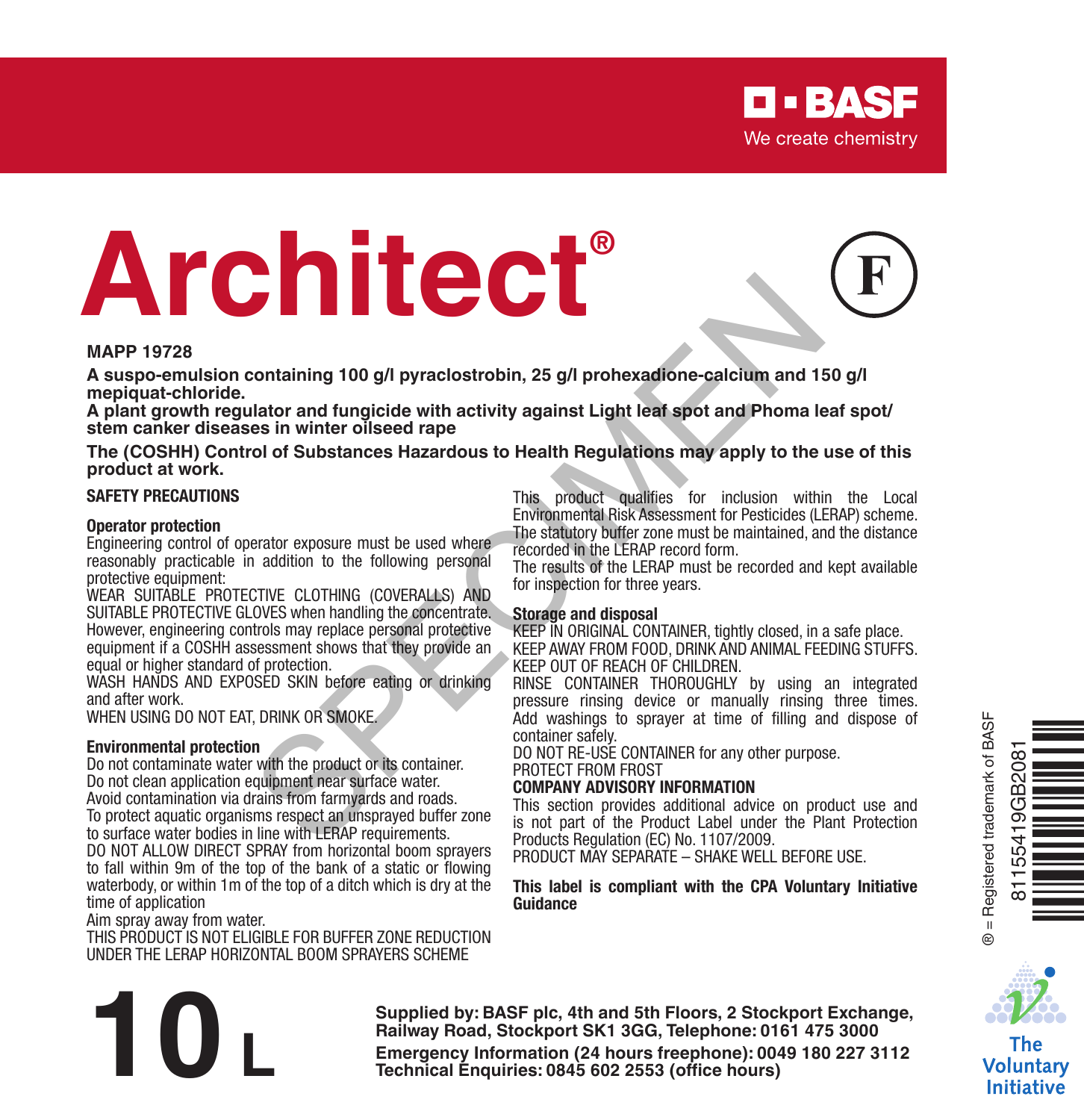BASF
We create chemistry

# Architect®

(F)

**MAPP 19728**

**A suspo-emulsion containing 100 g/l pyraclostrobin, 25 g/l prohexadione-calcium and 150 g/l mepiquat-chloride.**

**A plant growth regulator and fungicide with activity against Light leaf spot and Phoma leaf spot/ stem canker diseases in winter oilseed rape**

**The (COSHH) Control of Substances Hazardous to Health Regulations may apply to the use of this product at work.**

## SAFETY PRECAUTIONS

### Operator protection

Engineering control of operator exposure must be used where reasonably practicable in addition to the following personal protective equipment:

WEAR SUITABLE PROTECTIVE CLOTHING (COVERALLS) AND SUITABLE PROTECTIVE GLOVES when handling the concentrate.

However, engineering controls may replace personal protective equipment if a COSHH assessment shows that they provide an equal or higher standard of protection.

WASH HANDS AND EXPOSED SKIN before eating or drinking and after work.

WHEN USING DO NOT EAT, DRINK OR SMOKE.

### Environmental protection

Do not contaminate water with the product or its container.

Do not clean application equipment near surface water.

Avoid contamination via drains from farmyards and roads.

To protect aquatic organisms respect an unsprayed buffer zone to surface water bodies in line with LERAP requirements.

DO NOT ALLOW DIRECT SPRAY from horizontal boom sprayers to fall within 9m of the top of the bank of a static or flowing waterbody, or within 1m of the top of a ditch which is dry at the time of application

Aim spray away from water.

THIS PRODUCT IS NOT ELIGIBLE FOR BUFFER ZONE REDUCTION UNDER THE LERAP HORIZONTAL BOOM SPRAYERS SCHEME

This product qualifies for inclusion within the Local Environmental Risk Assessment for Pesticides (LERAP) scheme. The statutory buffer zone must be maintained, and the distance recorded in the LERAP record form.

The results of the LERAP must be recorded and kept available for inspection for three years.

### Storage and disposal

KEEP IN ORIGINAL CONTAINER, tightly closed, in a safe place.

KEEP AWAY FROM FOOD, DRINK AND ANIMAL FEEDING STUFFS.

KEEP OUT OF REACH OF CHILDREN.

RINSE CONTAINER THOROUGHLY by using an integrated pressure rinsing device or manually rinsing three times. Add washings to sprayer at time of filling and dispose of container safely.

DO NOT RE-USE CONTAINER for any other purpose.

PROTECT FROM FROST

### COMPANY ADVISORY INFORMATION

This section provides additional advice on product use and is not part of the Product Label under the Plant Protection Products Regulation (EC) No. 1107/2009.

PRODUCT MAY SEPARATE – SHAKE WELL BEFORE USE.

**This label is compliant with the CPA Voluntary Initiative Guidance**

® = Registered trademark of BASF

81155419GB2081

# 10 L

**Supplied by: BASF plc, 4th and 5th Floors, 2 Stockport Exchange, Railway Road, Stockport SK1 3GG, Telephone: 0161 475 3000**

**Emergency Information (24 hours freephone): 0049 180 227 3112**

**Technical Enquiries: 0845 602 2553 (office hours)**

The Voluntary Initiative